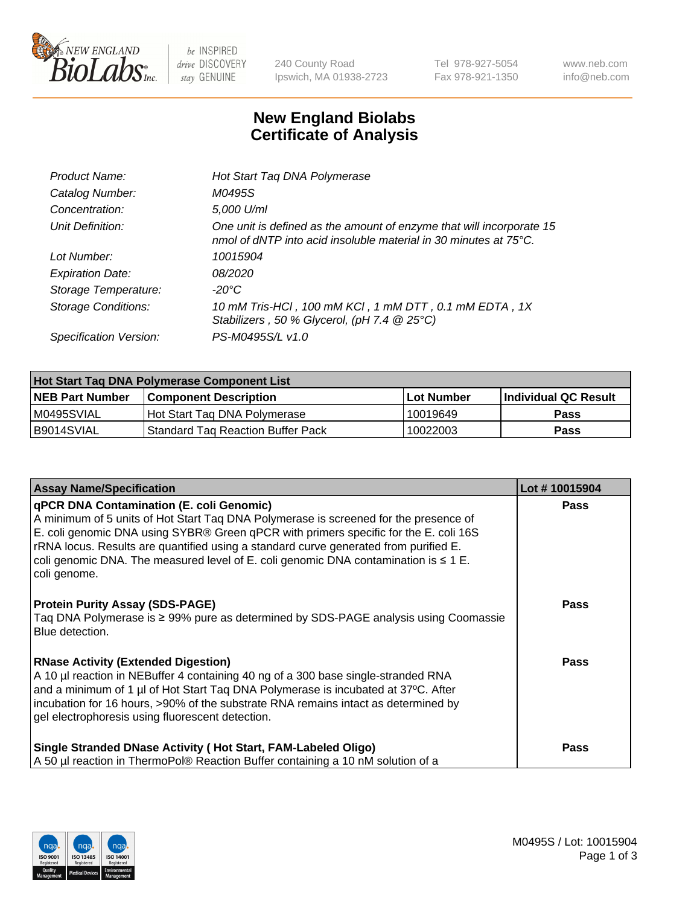# New England Biolabs Certificate of Analysis

| | |
|---|---|
| Product Name: | *Hot Start Taq DNA Polymerase* |
| Catalog Number: | *M0495S* |
| Concentration: | *5,000 U/ml* |
| Unit Definition: | *One unit is defined as the amount of enzyme that will incorporate 15 nmol of dNTP into acid insoluble material in 30 minutes at 75°C.* |
| Lot Number: | *10015904* |
| Expiration Date: | *08/2020* |
| Storage Temperature: | *-20°C* |
| Storage Conditions: | *10 mM Tris-HCl , 100 mM KCl , 1 mM DTT , 0.1 mM EDTA , 1X Stabilizers , 50 % Glycerol, (pH 7.4 @ 25°C)* |
| Specification Version: | *PS-M0495S/L v1.0* |

| Hot Start Taq DNA Polymerase Component List | | | |
|---|---|---|---|
| **NEB Part Number** | **Component Description** | **Lot Number** | **Individual QC Result** |
| M0495SVIAL | Hot Start Taq DNA Polymerase | 10019649 | **Pass** |
| B9014SVIAL | Standard Taq Reaction Buffer Pack | 10022003 | **Pass** |

| Assay Name/Specification | Lot # 10015904 |
|---|---|
| **qPCR DNA Contamination (E. coli Genomic)** A minimum of 5 units of Hot Start Taq DNA Polymerase is screened for the presence of E. coli genomic DNA using SYBR® Green qPCR with primers specific for the E. coli 16S rRNA locus. Results are quantified using a standard curve generated from purified E. coli genomic DNA. The measured level of E. coli genomic DNA contamination is ≤ 1 E. coli genome. | **Pass** |
| **Protein Purity Assay (SDS-PAGE)** Taq DNA Polymerase is ≥ 99% pure as determined by SDS-PAGE analysis using Coomassie Blue detection. | **Pass** |
| **RNase Activity (Extended Digestion)** A 10 µl reaction in NEBuffer 4 containing 40 ng of a 300 base single-stranded RNA and a minimum of 1 µl of Hot Start Taq DNA Polymerase is incubated at 37ºC. After incubation for 16 hours, >90% of the substrate RNA remains intact as determined by gel electrophoresis using fluorescent detection. | **Pass** |
| **Single Stranded DNase Activity ( Hot Start, FAM-Labeled Oligo)** A 50 µl reaction in ThermoPol® Reaction Buffer containing a 10 nM solution of a | **Pass** |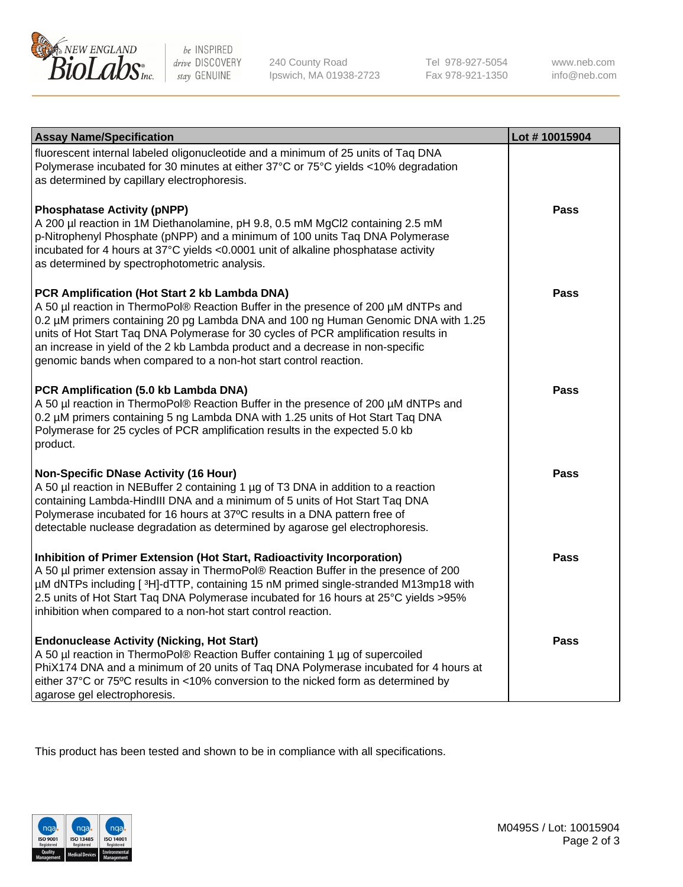| Assay Name/Specification | Lot # 10015904 |
| --- | --- |
| fluorescent internal labeled oligonucleotide and a minimum of 25 units of Taq DNA Polymerase incubated for 30 minutes at either 37°C or 75°C yields <10% degradation as determined by capillary electrophoresis. | |
| **Phosphatase Activity (pNPP)**<br>A 200 µl reaction in 1M Diethanolamine, pH 9.8, 0.5 mM $MgCl_2$ containing 2.5 mM p-Nitrophenyl Phosphate (pNPP) and a minimum of 100 units Taq DNA Polymerase incubated for 4 hours at 37°C yields <0.0001 unit of alkaline phosphatase activity as determined by spectrophotometric analysis. | **Pass** |
| **PCR Amplification (Hot Start 2 kb Lambda DNA)**<br>A 50 µl reaction in ThermoPol® Reaction Buffer in the presence of 200 µM dNTPs and 0.2 µM primers containing 20 pg Lambda DNA and 100 ng Human Genomic DNA with 1.25 units of Hot Start Taq DNA Polymerase for 30 cycles of PCR amplification results in an increase in yield of the 2 kb Lambda product and a decrease in non-specific genomic bands when compared to a non-hot start control reaction. | **Pass** |
| **PCR Amplification (5.0 kb Lambda DNA)**<br>A 50 µl reaction in ThermoPol® Reaction Buffer in the presence of 200 µM dNTPs and 0.2 µM primers containing 5 ng Lambda DNA with 1.25 units of Hot Start Taq DNA Polymerase for 25 cycles of PCR amplification results in the expected 5.0 kb product. | **Pass** |
| **Non-Specific DNase Activity (16 Hour)**<br>A 50 µl reaction in NEBuffer 2 containing 1 µg of T3 DNA in addition to a reaction containing Lambda-HindIII DNA and a minimum of 5 units of Hot Start Taq DNA Polymerase incubated for 16 hours at 37ºC results in a DNA pattern free of detectable nuclease degradation as determined by agarose gel electrophoresis. | **Pass** |
| **Inhibition of Primer Extension (Hot Start, Radioactivity Incorporation)**<br>A 50 µl primer extension assay in ThermoPol® Reaction Buffer in the presence of 200 µM dNTPs including [ $^3$H]-dTTP, containing 15 nM primed single-stranded M13mp18 with 2.5 units of Hot Start Taq DNA Polymerase incubated for 16 hours at 25°C yields >95% inhibition when compared to a non-hot start control reaction. | **Pass** |
| **Endonuclease Activity (Nicking, Hot Start)**<br>A 50 µl reaction in ThermoPol® Reaction Buffer containing 1 µg of supercoiled PhiX174 DNA and a minimum of 20 units of Taq DNA Polymerase incubated for 4 hours at either 37°C or 75ºC results in <10% conversion to the nicked form as determined by agarose gel electrophoresis. | **Pass** |

This product has been tested and shown to be in compliance with all specifications.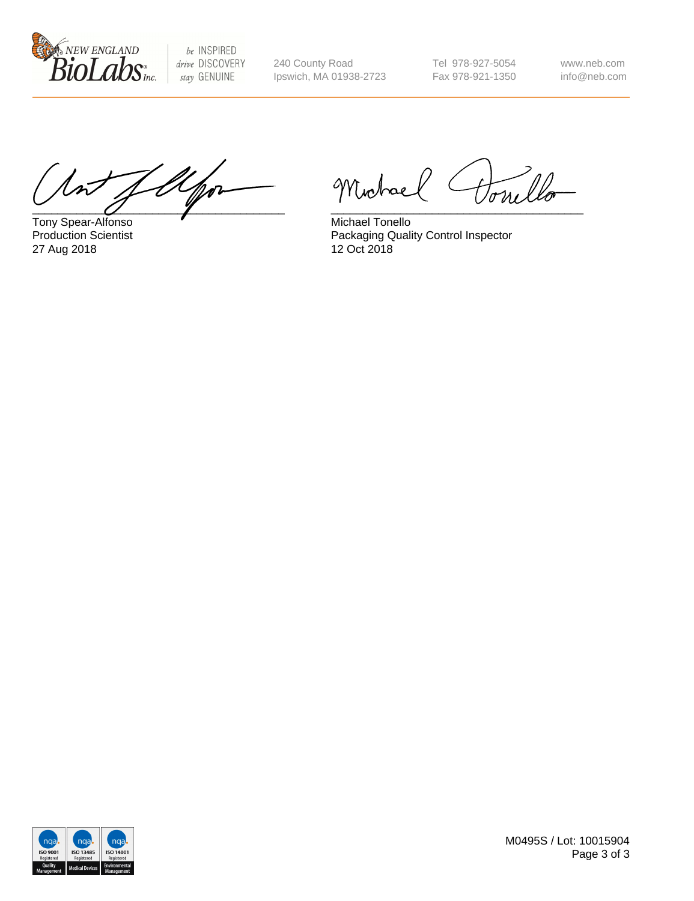NEW ENGLAND BioLabs Inc.

be INSPIRED drive DISCOVERY stay GENUINE

240 County Road
Ipswich, MA 01938-2723

Tel 978-927-5054
Fax 978-921-1350

www.neb.com
info@neb.com

Tony Spear-Alfonso
Production Scientist
27 Aug 2018

Michael Tonello
Packaging Quality Control Inspector
12 Oct 2018

M0495S / Lot: 10015904